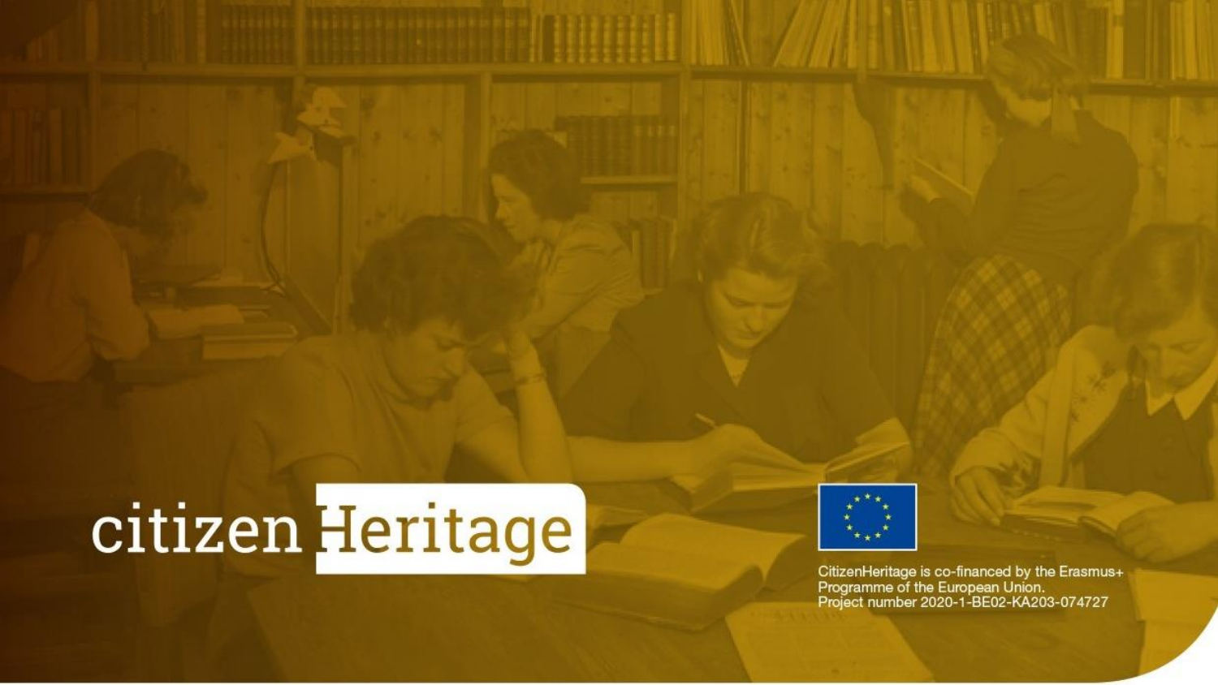# citizen Heritage

CitizenHeritage is co-financed by the Erasmus+ Programme of the European Union.
Project number 2020-1-BE02-KA203-074727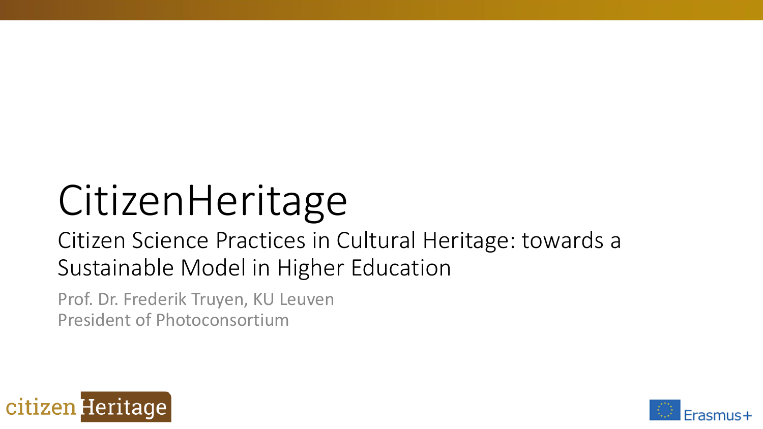# CitizenHeritage

## Citizen Science Practices in Cultural Heritage: towards a Sustainable Model in Higher Education

Prof. Dr. Frederik Truyen, KU Leuven
President of Photoconsortium

citizen Heritage

Erasmus+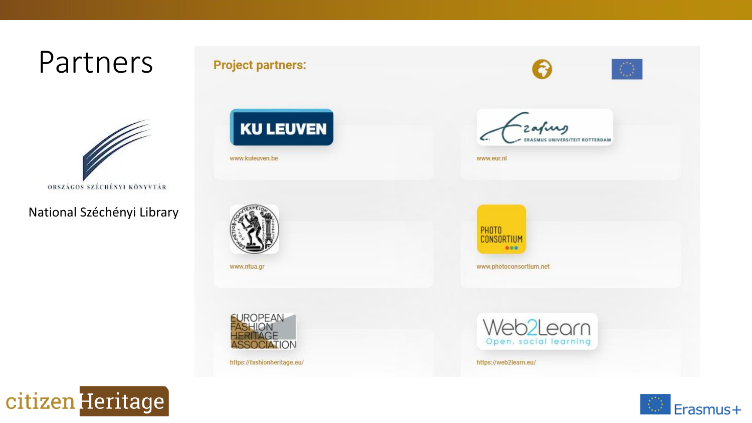# Partners

ORSZÁGOS SZÉCHÉNYI KÖNYVTÁR

National Széchényi Library

**Project partners:**

KU LEUVEN

www.kuleuven.be

ERASMUS UNIVERSITEIT ROTTERDAM

www.eur.nl

www.ntua.gr

PHOTO CONSORTIUM

www.photoconsortium.net

EUROPEAN FASHION HERITAGE ASSOCIATION

https://fashionheritage.eu/

Web2Learn

Open, social learning

https://web2learn.eu/

citizen Heritage

Erasmus+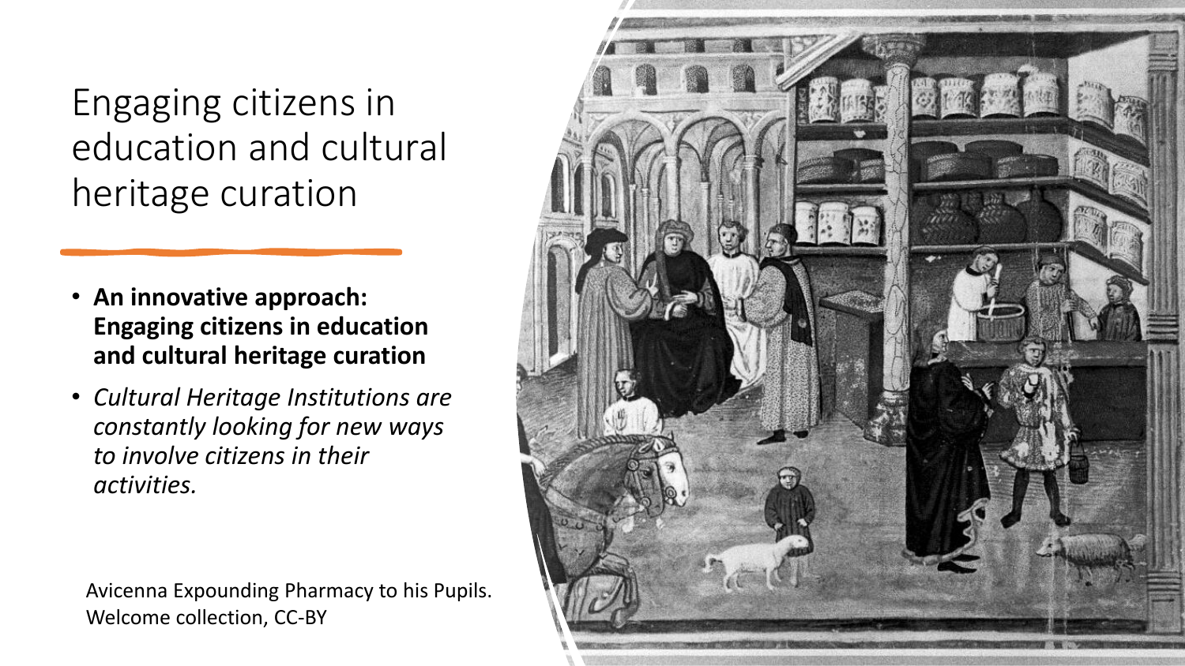# Engaging citizens in education and cultural heritage curation

- **An innovative approach: Engaging citizens in education and cultural heritage curation**
- *Cultural Heritage Institutions are constantly looking for new ways to involve citizens in their activities.*

Avicenna Expounding Pharmacy to his Pupils. Welcome collection, CC-BY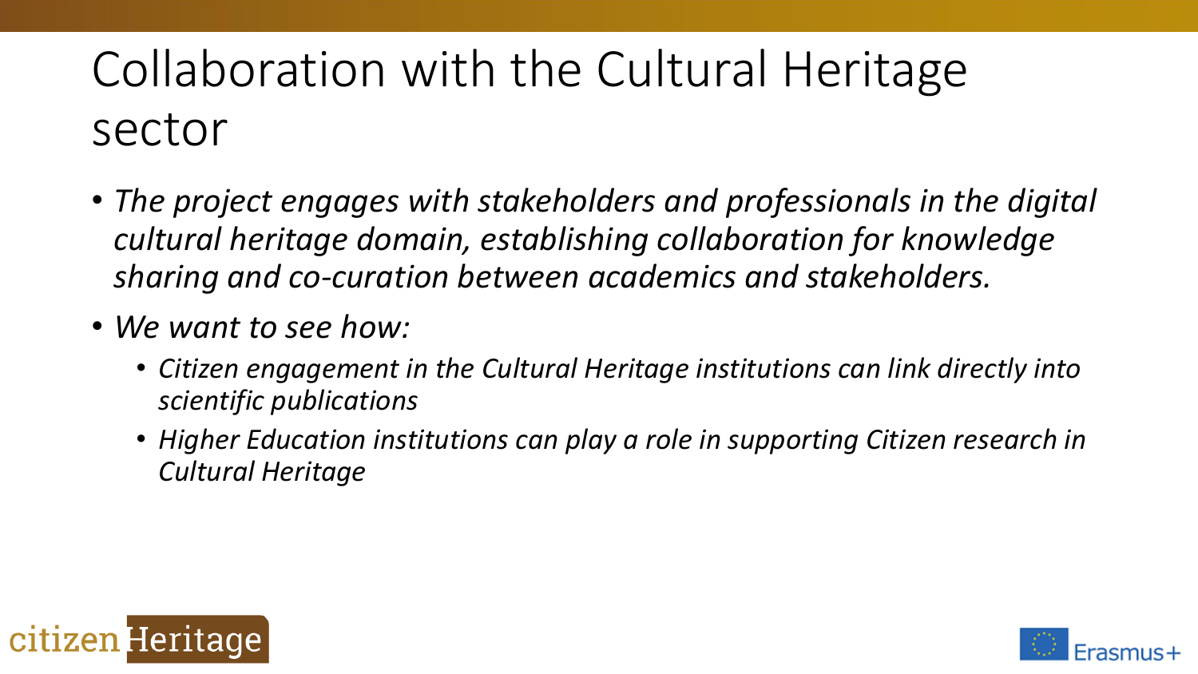# Collaboration with the Cultural Heritage sector

- *The project engages with stakeholders and professionals in the digital cultural heritage domain, establishing collaboration for knowledge sharing and co-curation between academics and stakeholders.*
- *We want to see how:*
  - *Citizen engagement in the Cultural Heritage institutions can link directly into scientific publications*
  - *Higher Education institutions can play a role in supporting Citizen research in Cultural Heritage*

citizen Heritage

Erasmus+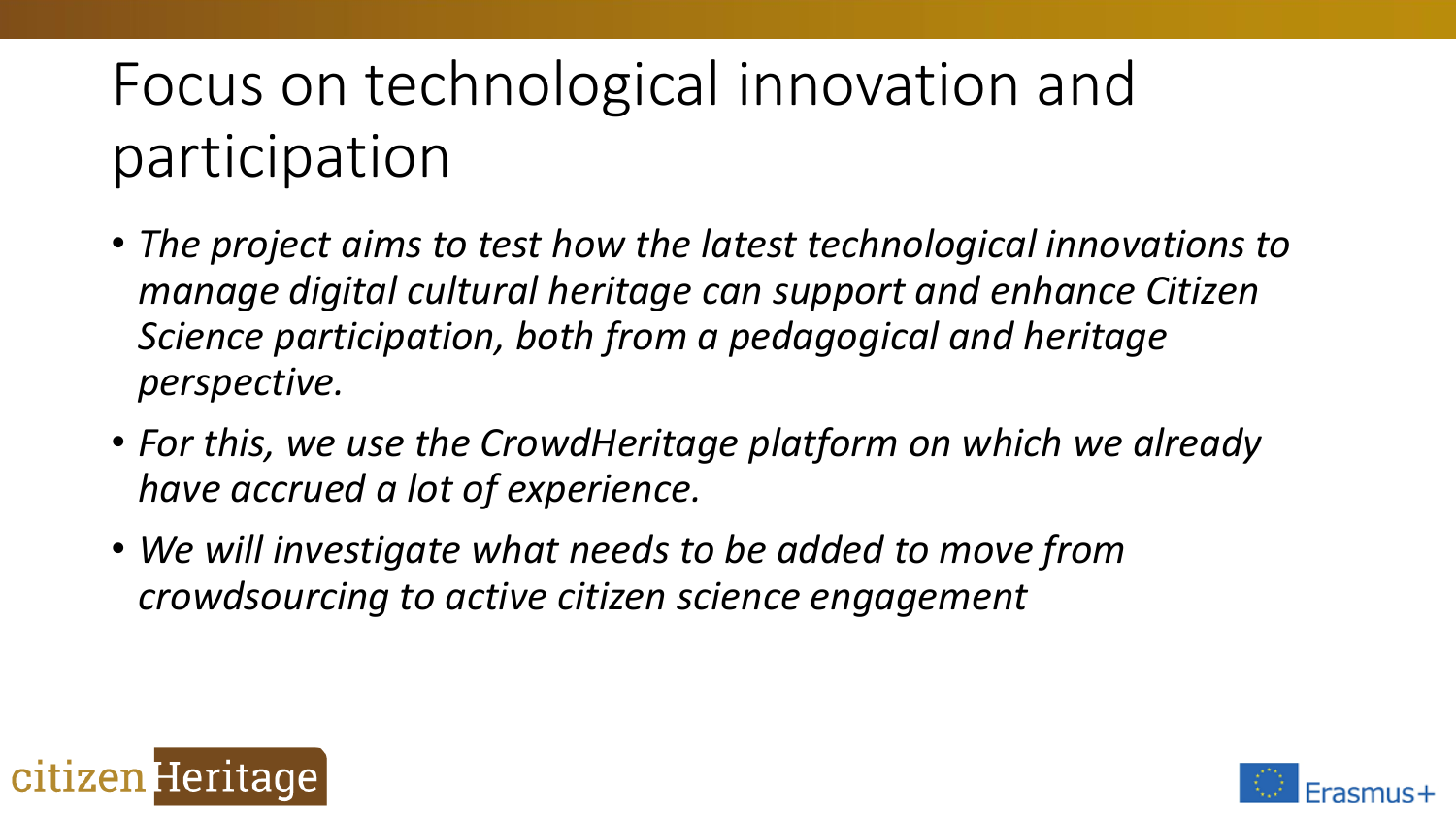# Focus on technological innovation and participation

- *The project aims to test how the latest technological innovations to manage digital cultural heritage can support and enhance Citizen Science participation, both from a pedagogical and heritage perspective.*
- *For this, we use the CrowdHeritage platform on which we already have accrued a lot of experience.*
- *We will investigate what needs to be added to move from crowdsourcing to active citizen science engagement*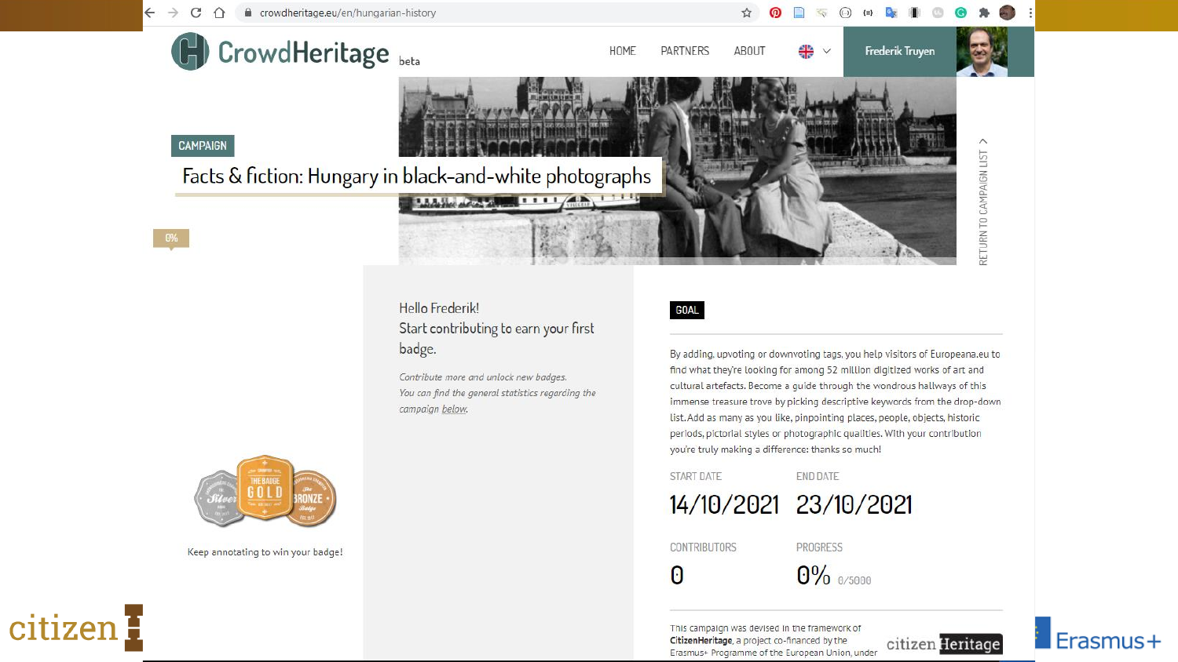CAMPAIGN

# Facts & fiction: Hungary in black-and-white photographs

0%

Hello Frederik!
Start contributing to earn your first badge.

*Contribute more and unlock new badges. You can find the general statistics regarding the campaign below.*

Keep annotating to win your badge!

GOAL

By adding, upvoting or downvoting tags, you help visitors of Europeana.eu to find what they're looking for among 52 million digitized works of art and cultural artefacts. Become a guide through the wondrous hallways of this immense treasure trove by picking descriptive keywords from the drop-down list. Add as many as you like, pinpointing places, people, objects, historic periods, pictorial styles or photographic qualities. With your contribution you're truly making a difference: thanks so much!

| START DATE | END DATE |
| --- | --- |
| 14/10/2021 | 23/10/2021 |

| CONTRIBUTORS | PROGRESS |
| --- | --- |
| 0 | 0% 0/5000 |

This campaign was devised in the framework of **CitizenHeritage**, a project co-financed by the Erasmus+ Programme of the European Union, under

citizen Heritage

Erasmus+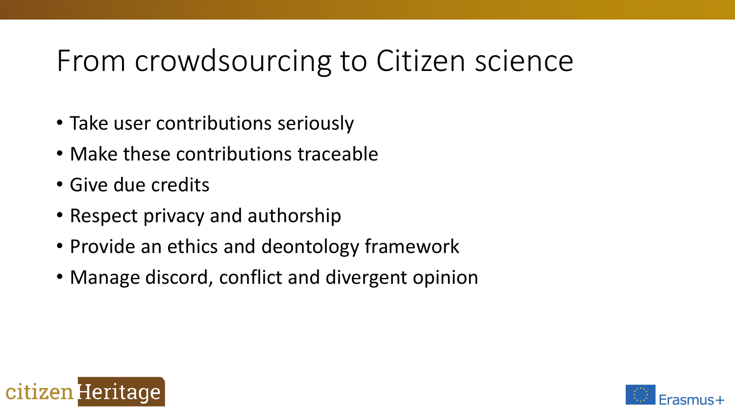# From crowdsourcing to Citizen science

- Take user contributions seriously
- Make these contributions traceable
- Give due credits
- Respect privacy and authorship
- Provide an ethics and deontology framework
- Manage discord, conflict and divergent opinion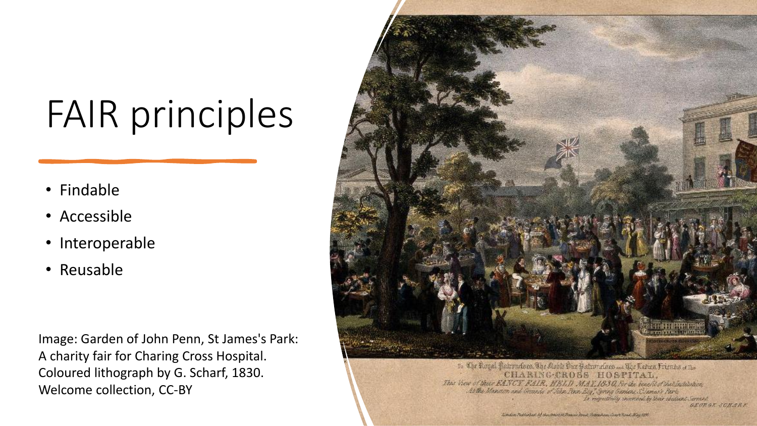# FAIR principles

- Findable
- Accessible
- Interoperable
- Reusable

Image: Garden of John Penn, St James's Park: A charity fair for Charing Cross Hospital. Coloured lithograph by G. Scharf, 1830. Welcome collection, CC-BY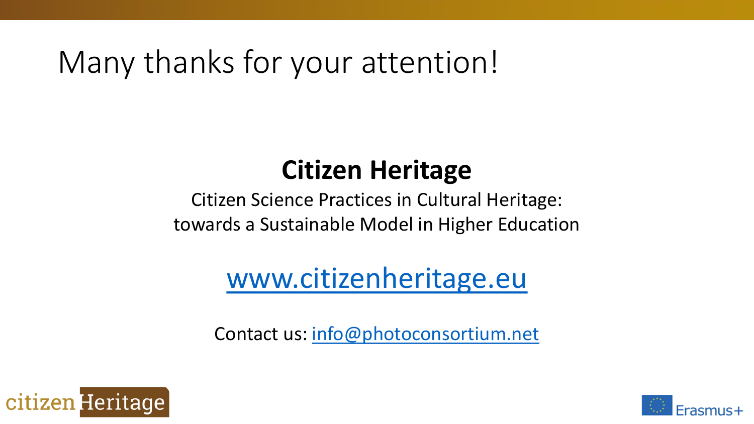# Many thanks for your attention!

**Citizen Heritage**

Citizen Science Practices in Cultural Heritage:
towards a Sustainable Model in Higher Education

www.citizenheritage.eu

Contact us: info@photoconsortium.net

citizen Heritage

Erasmus+